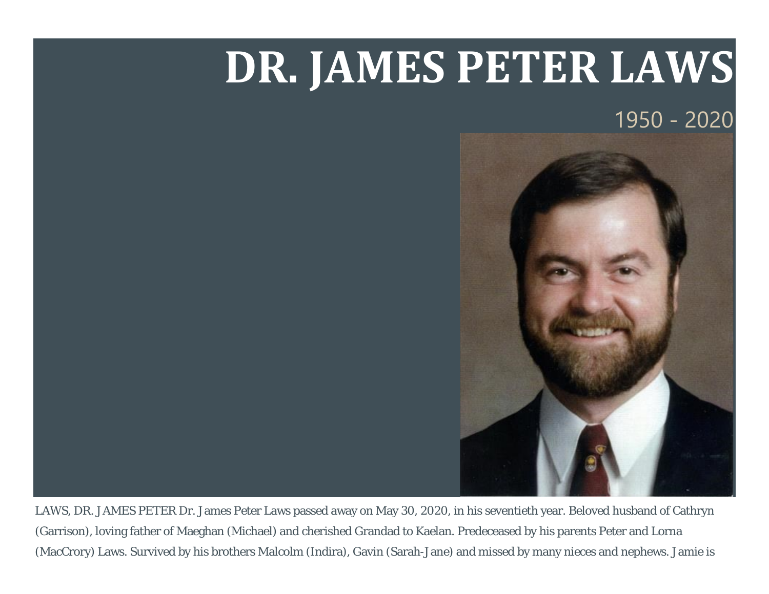# DR. JAMES PETER LAWS

1950 - 2020

LAWS, DR. JAMES PETER Dr. James Peter Laws passed away on May 30, 2020, in his seventieth year. Beloved husband of Cathryn (Garrison), loving father of Maeghan (Michael) and cherished Grandad to Kaelan. Predeceased by his parents Peter and Lorna (MacCrory) Laws. Survived by his brothers Malcolm (Indira), Gavin (Sarah-Jane) and missed by many nieces and nephews. Jamie is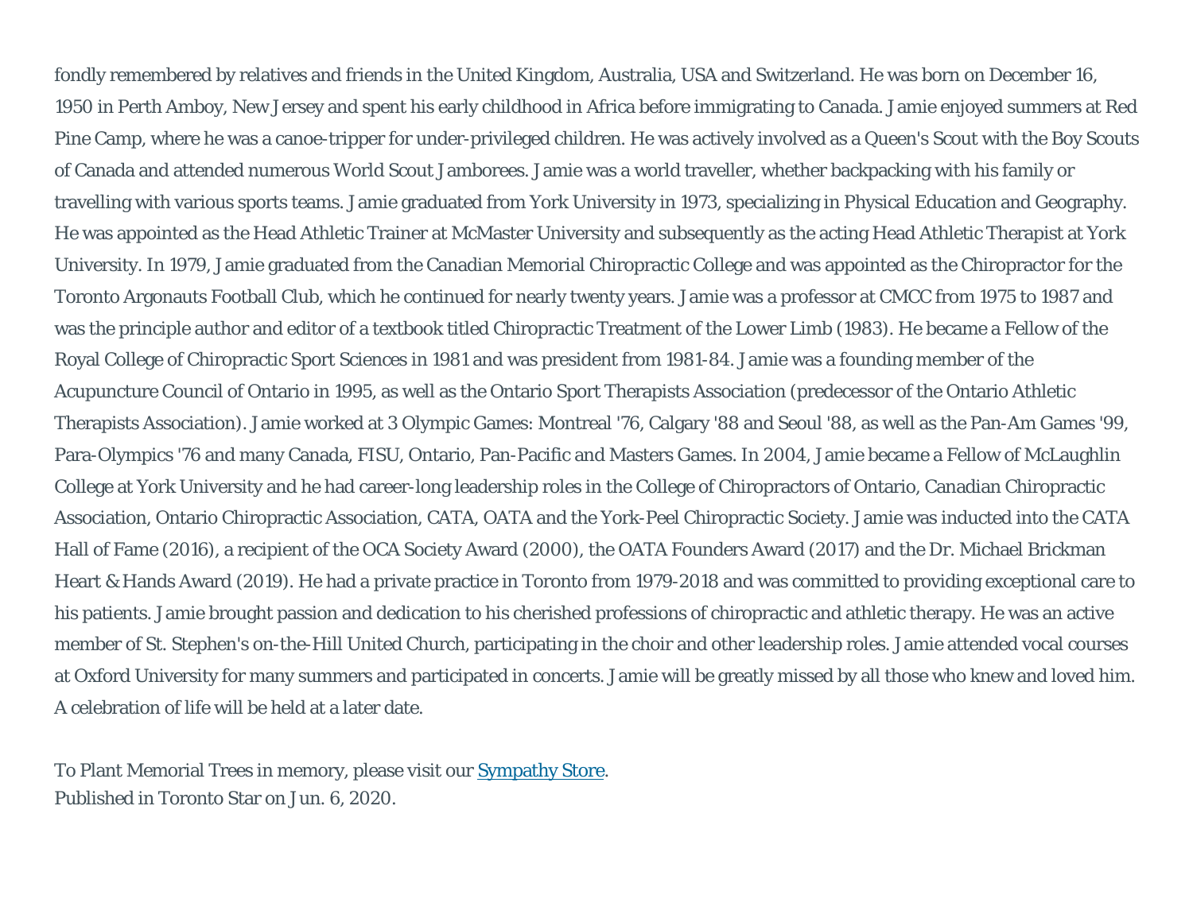fondly remembered by relatives and friends in the United Kingdom, Australia, USA and Switzerland. He was born on December 16, 1950 in Perth Amboy, New Jersey and spent his early childhood in Africa before immigrating to Canada. Jamie enjoyed summers at Red Pine Camp, where he was a canoe-tripper for under-privileged children. He was actively involved as a Queen's Scout with the Boy Scouts of Canada and attended numerous World Scout Jamborees. Jamie was a world traveller, whether backpacking with his family or travelling with various sports teams. Jamie graduated from York University in 1973, specializing in Physical Education and Geography. He was appointed as the Head Athletic Trainer at McMaster University and subsequently as the acting Head Athletic Therapist at York University. In 1979, Jamie graduated from the Canadian Memorial Chiropractic College and was appointed as the Chiropractor for the Toronto Argonauts Football Club, which he continued for nearly twenty years. Jamie was a professor at CMCC from 1975 to 1987 and was the principle author and editor of a textbook titled Chiropractic Treatment of the Lower Limb (1983). He became a Fellow of the Royal College of Chiropractic Sport Sciences in 1981 and was president from 1981-84. Jamie was a founding member of the Acupuncture Council of Ontario in 1995, as well as the Ontario Sport Therapists Association (predecessor of the Ontario Athletic Therapists Association). Jamie worked at 3 Olympic Games: Montreal '76, Calgary '88 and Seoul '88, as well as the Pan-Am Games '99, Para-Olympics '76 and many Canada, FISU, Ontario, Pan-Pacific and Masters Games. In 2004, Jamie became a Fellow of McLaughlin College at York University and he had career-long leadership roles in the College of Chiropractors of Ontario, Canadian Chiropractic Association, Ontario Chiropractic Association, CATA, OATA and the York-Peel Chiropractic Society. Jamie was inducted into the CATA Hall of Fame (2016), a recipient of the OCA Society Award (2000), the OATA Founders Award (2017) and the Dr. Michael Brickman Heart & Hands Award (2019). He had a private practice in Toronto from 1979-2018 and was committed to providing exceptional care to his patients. Jamie brought passion and dedication to his cherished professions of chiropractic and athletic therapy. He was an active member of St. Stephen's on-the-Hill United Church, participating in the choir and other leadership roles. Jamie attended vocal courses at Oxford University for many summers and participated in concerts. Jamie will be greatly missed by all those who knew and loved him. A celebration of life will be held at a later date.

To Plant Memorial Trees in memory, please visit our Sympathy Store.
Published in Toronto Star on Jun. 6, 2020.